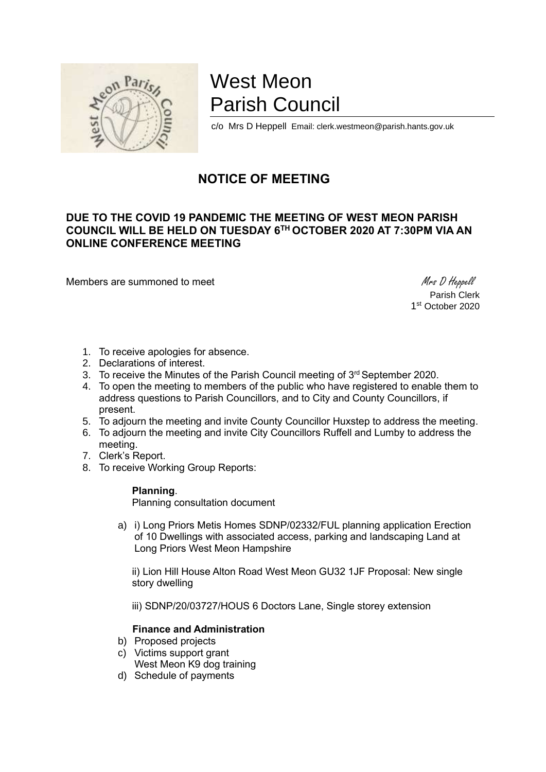# West Meon Parish Council

c/o Mrs D Heppell Email: clerk.westmeon@parish.hants.gov.uk

## NOTICE OF MEETING

**DUE TO THE COVID 19 PANDEMIC THE MEETING OF WEST MEON PARISH COUNCIL WILL BE HELD ON TUESDAY 6TH OCTOBER 2020 AT 7:30PM VIA AN ONLINE CONFERENCE MEETING**

Members are summoned to meet

Mrs D Heppell
Parish Clerk
1st October 2020

1. To receive apologies for absence.
2. Declarations of interest.
3. To receive the Minutes of the Parish Council meeting of 3rd September 2020.
4. To open the meeting to members of the public who have registered to enable them to address questions to Parish Councillors, and to City and County Councillors, if present.
5. To adjourn the meeting and invite County Councillor Huxstep to address the meeting.
6. To adjourn the meeting and invite City Councillors Ruffell and Lumby to address the meeting.
7. Clerk's Report.
8. To receive Working Group Reports:

**Planning**.
Planning consultation document

a) i) Long Priors Metis Homes SDNP/02332/FUL planning application Erection of 10 Dwellings with associated access, parking and landscaping Land at Long Priors West Meon Hampshire

ii) Lion Hill House Alton Road West Meon GU32 1JF Proposal: New single story dwelling

iii) SDNP/20/03727/HOUS 6 Doctors Lane, Single storey extension

**Finance and Administration**

b) Proposed projects
c) Victims support grant
   West Meon K9 dog training
d) Schedule of payments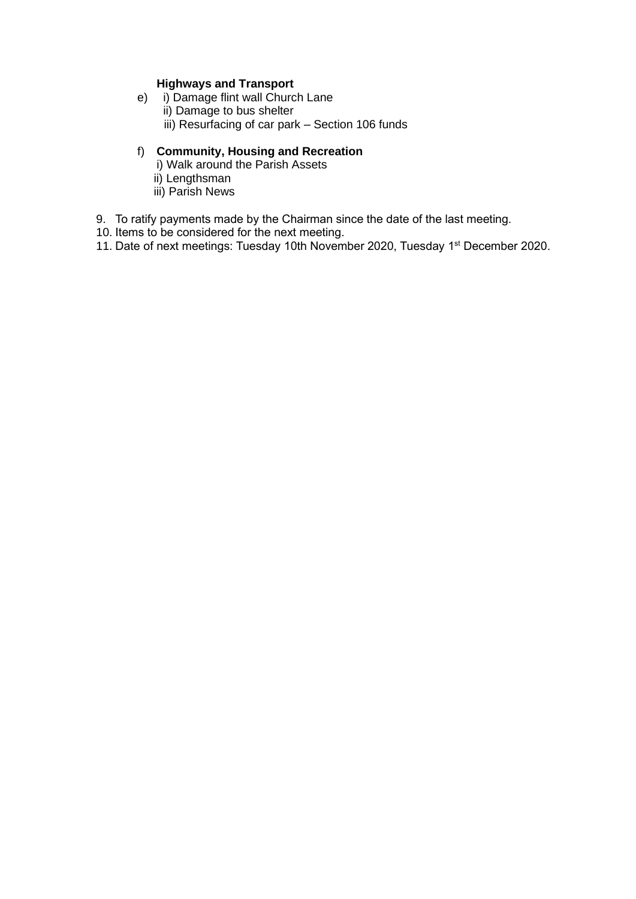**Highways and Transport**

e) i) Damage flint wall Church Lane
   ii) Damage to bus shelter
   iii) Resurfacing of car park – Section 106 funds

f) **Community, Housing and Recreation**
   i) Walk around the Parish Assets
   ii) Lengthsman
   iii) Parish News

9. To ratify payments made by the Chairman since the date of the last meeting.
10. Items to be considered for the next meeting.
11. Date of next meetings: Tuesday 10th November 2020, Tuesday 1st December 2020.